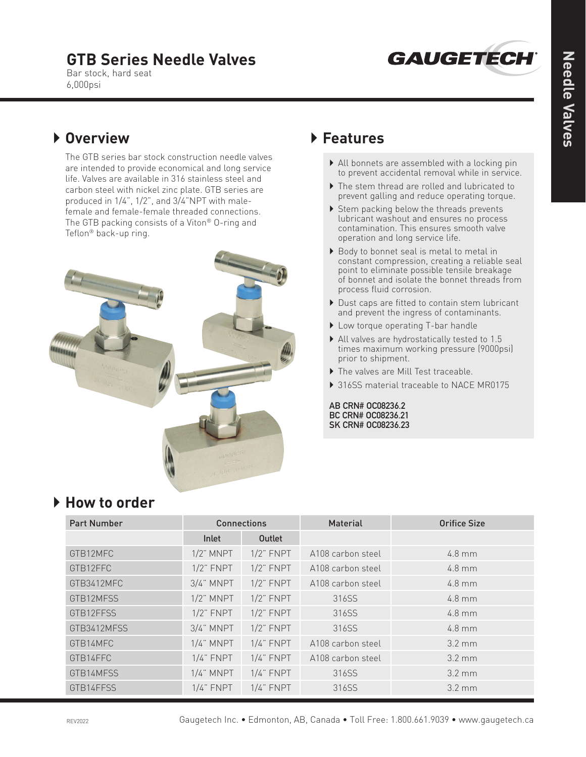# GTB Series Needle Valves

Bar stock, hard seat
6,000psi

## Overview

The GTB series bar stock construction needle valves are intended to provide economical and long service life. Valves are available in 316 stainless steel and carbon steel with nickel zinc plate. GTB series are produced in 1/4", 1/2", and 3/4"NPT with male-female and female-female threaded connections. The GTB packing consists of a Viton® O-ring and Teflon® back-up ring.

## Features

- All bonnets are assembled with a locking pin to prevent accidental removal while in service.
- The stem thread are rolled and lubricated to prevent galling and reduce operating torque.
- Stem packing below the threads prevents lubricant washout and ensures no process contamination. This ensures smooth valve operation and long service life.
- Body to bonnet seal is metal to metal in constant compression, creating a reliable seal point to eliminate possible tensile breakage of bonnet and isolate the bonnet threads from process fluid corrosion.
- Dust caps are fitted to contain stem lubricant and prevent the ingress of contaminants.
- Low torque operating T-bar handle
- All valves are hydrostatically tested to 1.5 times maximum working pressure (9000psi) prior to shipment.
- The valves are Mill Test traceable.
- 316SS material traceable to NACE MR0175

**AB CRN# OC08236.2**
**BC CRN# OC08236.21**
**SK CRN# OC08236.23**

## How to order

| Part Number | Connections | | Material | Orifice Size |
|---|---|---|---|---|
| | Inlet | Outlet | | |
| GTB12MFC | 1/2" MNPT | 1/2" FNPT | A108 carbon steel | 4.8 mm |
| GTB12FFC | 1/2" FNPT | 1/2" FNPT | A108 carbon steel | 4.8 mm |
| GTB3412MFC | 3/4" MNPT | 1/2" FNPT | A108 carbon steel | 4.8 mm |
| GTB12MFSS | 1/2" MNPT | 1/2" FNPT | 316SS | 4.8 mm |
| GTB12FFSS | 1/2" FNPT | 1/2" FNPT | 316SS | 4.8 mm |
| GTB3412MFSS | 3/4" MNPT | 1/2" FNPT | 316SS | 4.8 mm |
| GTB14MFC | 1/4" MNPT | 1/4" FNPT | A108 carbon steel | 3.2 mm |
| GTB14FFC | 1/4" FNPT | 1/4" FNPT | A108 carbon steel | 3.2 mm |
| GTB14MFSS | 1/4" MNPT | 1/4" FNPT | 316SS | 3.2 mm |
| GTB14FFSS | 1/4" FNPT | 1/4" FNPT | 316SS | 3.2 mm |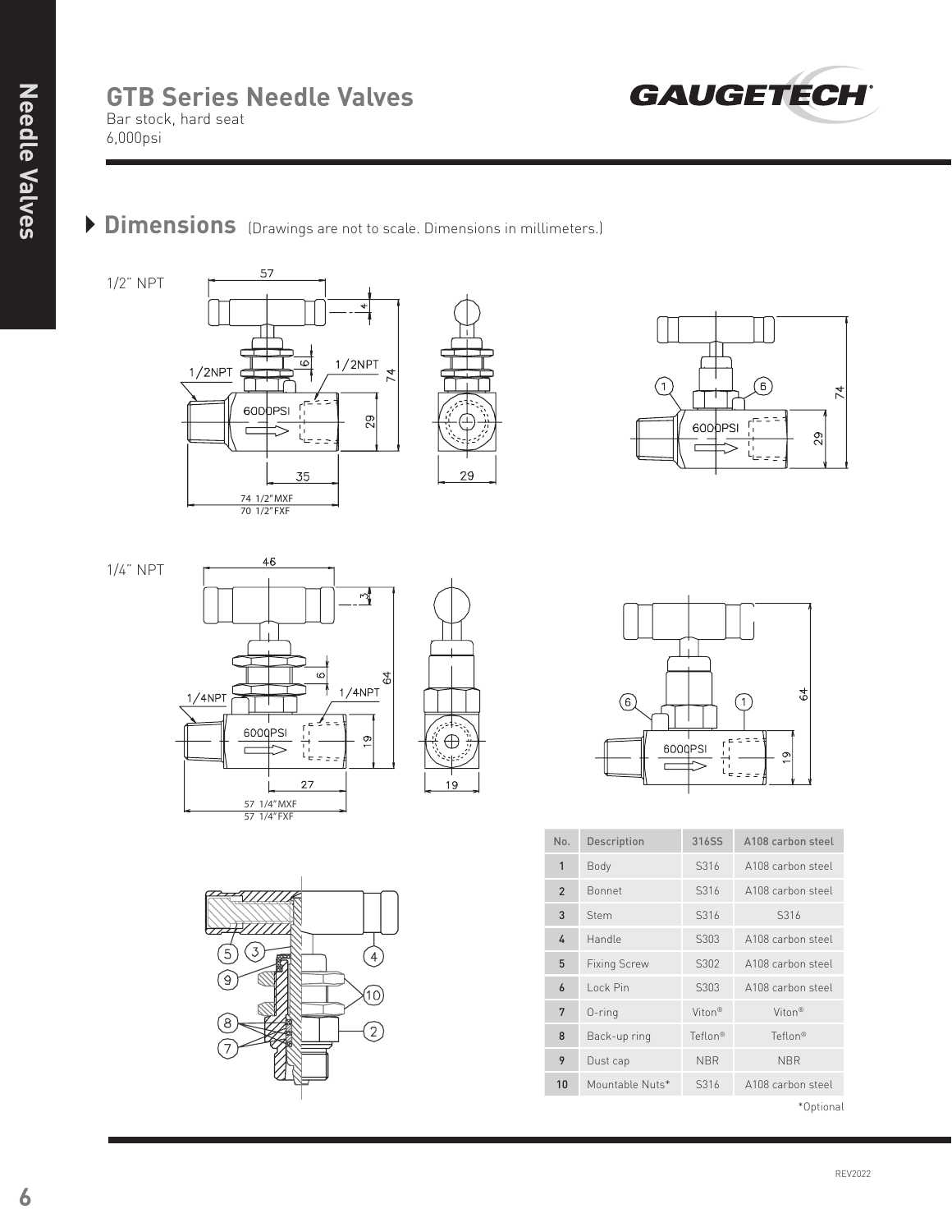# GTB Series Needle Valves

Bar stock, hard seat
6,000psi

## Dimensions (Drawings are not to scale. Dimensions in millimeters.)

1/2" NPT

1/4" NPT

| No. | Description | 316SS | A108 carbon steel |
|---|---|---|---|
| 1 | Body | S316 | A108 carbon steel |
| 2 | Bonnet | S316 | A108 carbon steel |
| 3 | Stem | S316 | S316 |
| 4 | Handle | S303 | A108 carbon steel |
| 5 | Fixing Screw | S302 | A108 carbon steel |
| 6 | Lock Pin | S303 | A108 carbon steel |
| 7 | O-ring | Viton® | Viton® |
| 8 | Back-up ring | Teflon® | Teflon® |
| 9 | Dust cap | NBR | NBR |
| 10 | Mountable Nuts* | S316 | A108 carbon steel |

*Optional

REV2022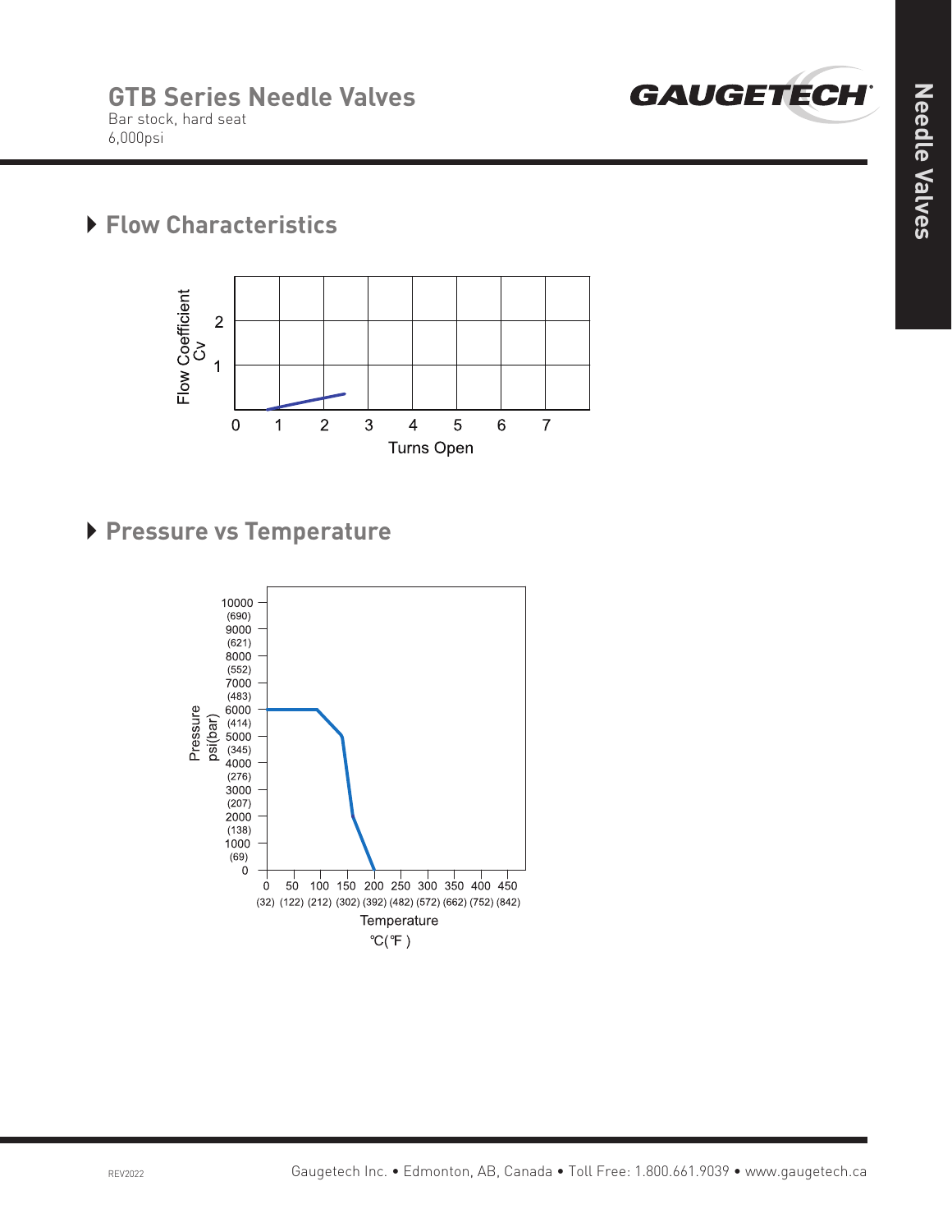## GTB Series Needle Valves

Bar stock, hard seat
6,000psi

## Flow Characteristics

Flow Coefficient
Cv

2
1

0 1 2 3 4 5 6 7

Turns Open

## Pressure vs Temperature

Pressure
psi(bar)

10000
(690)
9000
(621)
8000
(552)
7000
(483)
6000
(414)
5000
(345)
4000
(276)
3000
(207)
2000
(138)
1000
(69)
0

0 50 100 150 200 250 300 350 400 450
(32) (122) (212) (302) (392) (482) (572) (662) (752) (842)

Temperature
℃(℉)

REV2022

Gaugetech Inc. • Edmonton, AB, Canada • Toll Free: 1.800.661.9039 • www.gaugetech.ca